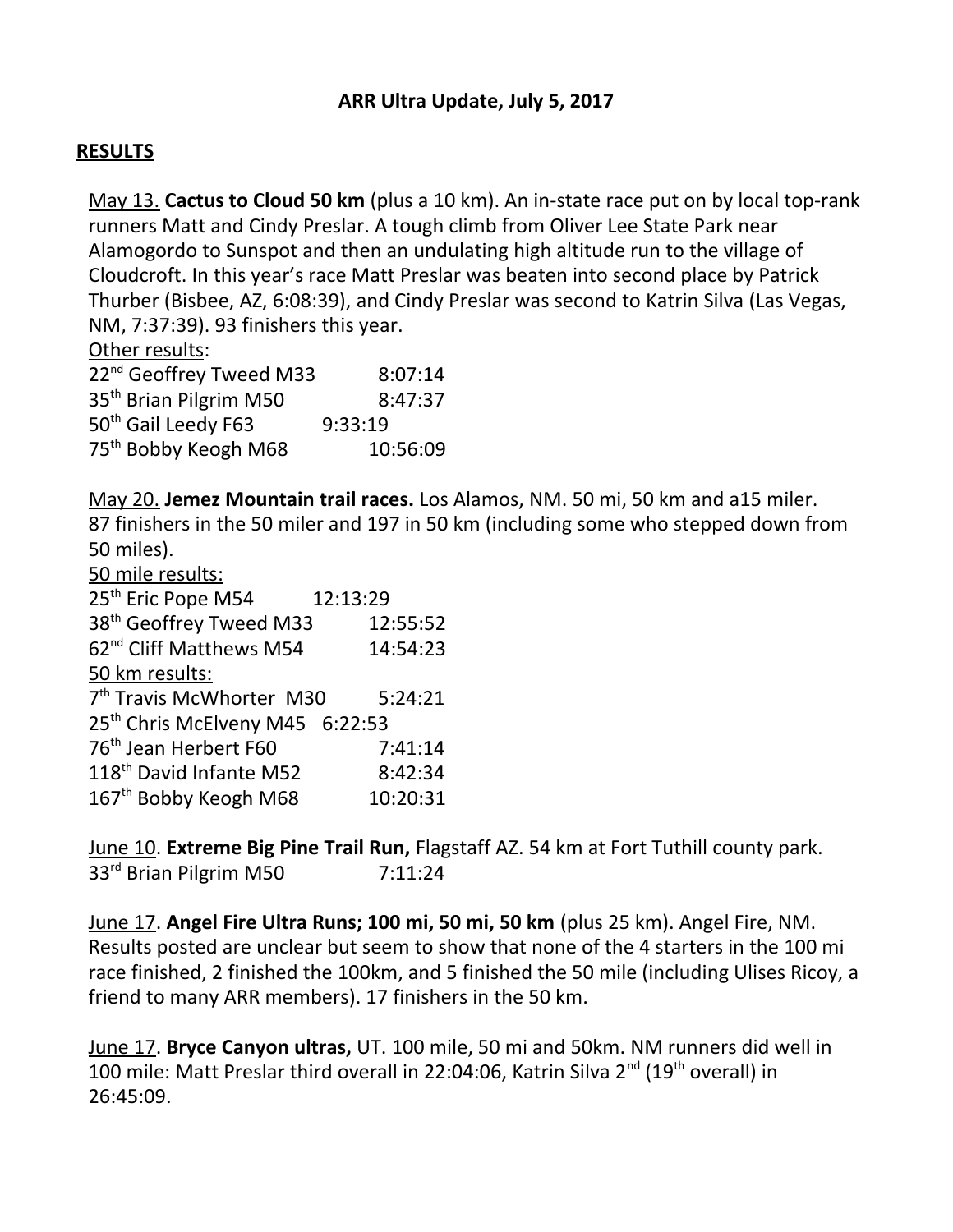# ARR Ultra Update, July 5, 2017

## RESULTS

May 13. **Cactus to Cloud 50 km** (plus a 10 km). An in-state race put on by local top-rank runners Matt and Cindy Preslar. A tough climb from Oliver Lee State Park near Alamogordo to Sunspot and then an undulating high altitude run to the village of Cloudcroft. In this year's race Matt Preslar was beaten into second place by Patrick Thurber (Bisbee, AZ, 6:08:39), and Cindy Preslar was second to Katrin Silva (Las Vegas, NM, 7:37:39). 93 finishers this year.

Other results:
22nd Geoffrey Tweed M33 8:07:14
35th Brian Pilgrim M50 8:47:37
50th Gail Leedy F63 9:33:19
75th Bobby Keogh M68 10:56:09

May 20. **Jemez Mountain trail races.** Los Alamos, NM. 50 mi, 50 km and a15 miler. 87 finishers in the 50 miler and 197 in 50 km (including some who stepped down from 50 miles).

50 mile results:
25th Eric Pope M54 12:13:29
38th Geoffrey Tweed M33 12:55:52
62nd Cliff Matthews M54 14:54:23

50 km results:
7th Travis McWhorter M30 5:24:21
25th Chris McElveny M45 6:22:53
76th Jean Herbert F60 7:41:14
118th David Infante M52 8:42:34
167th Bobby Keogh M68 10:20:31

June 10. **Extreme Big Pine Trail Run,** Flagstaff AZ. 54 km at Fort Tuthill county park.
33rd Brian Pilgrim M50 7:11:24

June 17. **Angel Fire Ultra Runs; 100 mi, 50 mi, 50 km** (plus 25 km). Angel Fire, NM. Results posted are unclear but seem to show that none of the 4 starters in the 100 mi race finished, 2 finished the 100km, and 5 finished the 50 mile (including Ulises Ricoy, a friend to many ARR members). 17 finishers in the 50 km.

June 17. **Bryce Canyon ultras,** UT. 100 mile, 50 mi and 50km. NM runners did well in 100 mile: Matt Preslar third overall in 22:04:06, Katrin Silva 2nd (19th overall) in 26:45:09.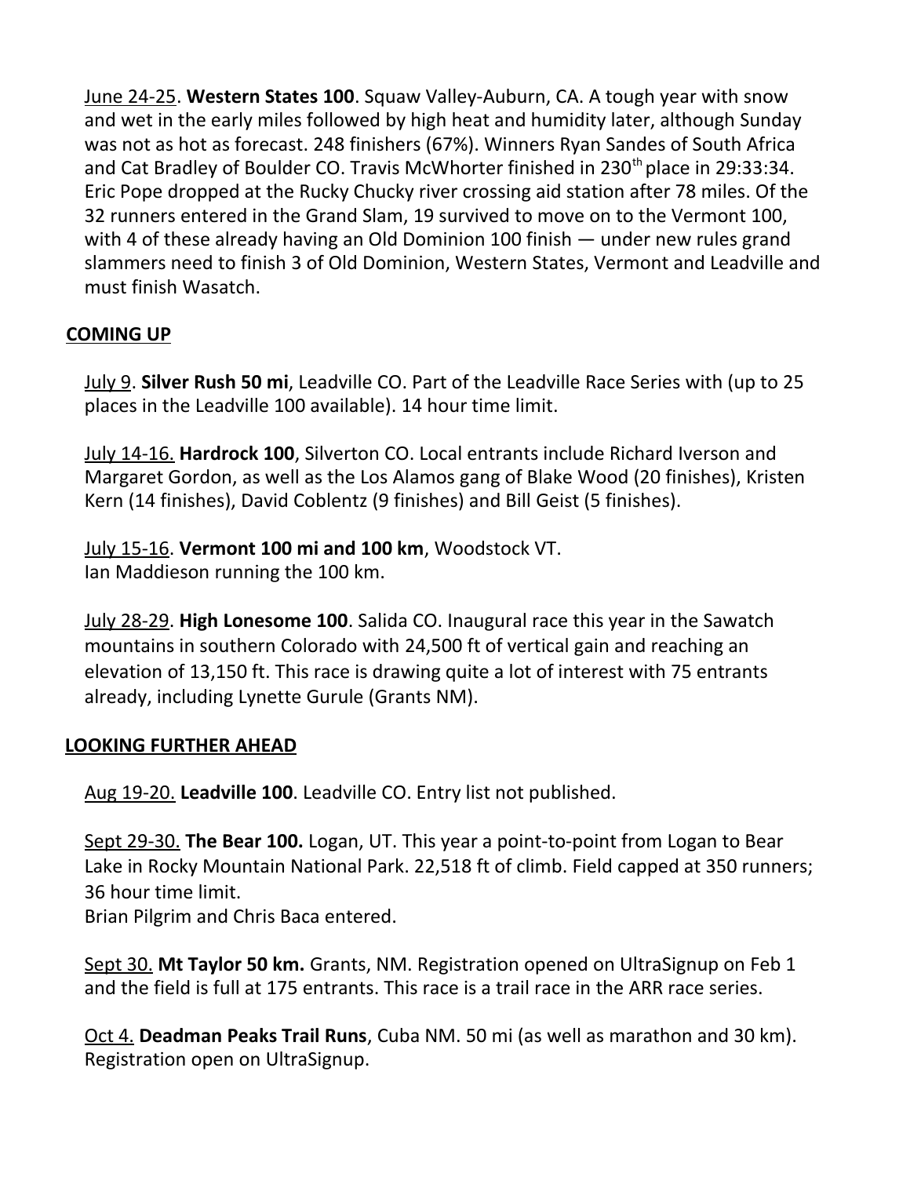<u>June 24-25</u>. **Western States 100**. Squaw Valley-Auburn, CA. A tough year with snow and wet in the early miles followed by high heat and humidity later, although Sunday was not as hot as forecast. 248 finishers (67%). Winners Ryan Sandes of South Africa and Cat Bradley of Boulder CO. Travis McWhorter finished in 230th place in 29:33:34. Eric Pope dropped at the Rucky Chucky river crossing aid station after 78 miles. Of the 32 runners entered in the Grand Slam, 19 survived to move on to the Vermont 100, with 4 of these already having an Old Dominion 100 finish — under new rules grand slammers need to finish 3 of Old Dominion, Western States, Vermont and Leadville and must finish Wasatch.

## COMING UP

<u>July 9</u>. **Silver Rush 50 mi**, Leadville CO. Part of the Leadville Race Series with (up to 25 places in the Leadville 100 available). 14 hour time limit.

<u>July 14-16.</u> **Hardrock 100**, Silverton CO. Local entrants include Richard Iverson and Margaret Gordon, as well as the Los Alamos gang of Blake Wood (20 finishes), Kristen Kern (14 finishes), David Coblentz (9 finishes) and Bill Geist (5 finishes).

<u>July 15-16</u>. **Vermont 100 mi and 100 km**, Woodstock VT.
Ian Maddieson running the 100 km.

<u>July 28-29</u>. **High Lonesome 100**. Salida CO. Inaugural race this year in the Sawatch mountains in southern Colorado with 24,500 ft of vertical gain and reaching an elevation of 13,150 ft. This race is drawing quite a lot of interest with 75 entrants already, including Lynette Gurule (Grants NM).

## LOOKING FURTHER AHEAD

<u>Aug 19-20.</u> **Leadville 100**. Leadville CO. Entry list not published.

<u>Sept 29-30.</u> **The Bear 100.** Logan, UT. This year a point-to-point from Logan to Bear Lake in Rocky Mountain National Park. 22,518 ft of climb. Field capped at 350 runners; 36 hour time limit.
Brian Pilgrim and Chris Baca entered.

<u>Sept 30.</u> **Mt Taylor 50 km.** Grants, NM. Registration opened on UltraSignup on Feb 1 and the field is full at 175 entrants. This race is a trail race in the ARR race series.

<u>Oct 4.</u> **Deadman Peaks Trail Runs**, Cuba NM. 50 mi (as well as marathon and 30 km). Registration open on UltraSignup.